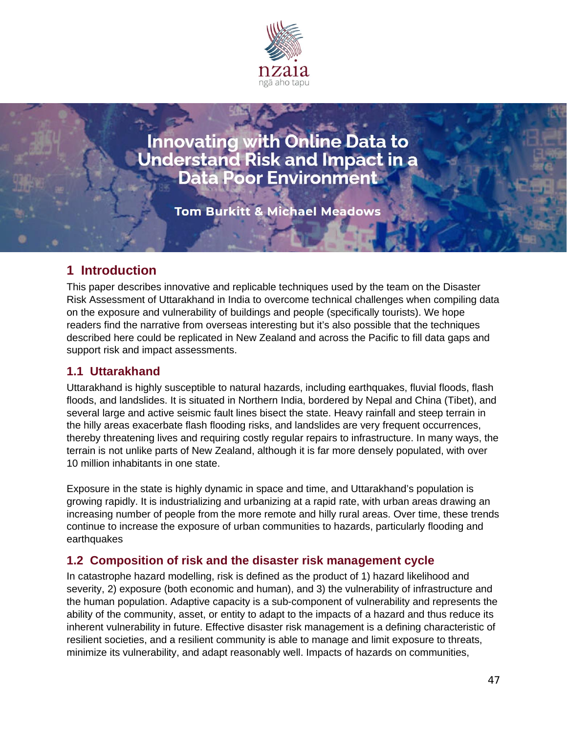# Innovating with Online Data to Understand Risk and Impact in a Data Poor Environment

**Tom Burkitt & Michael Meadows**

## 1 Introduction

This paper describes innovative and replicable techniques used by the team on the Disaster Risk Assessment of Uttarakhand in India to overcome technical challenges when compiling data on the exposure and vulnerability of buildings and people (specifically tourists). We hope readers find the narrative from overseas interesting but it's also possible that the techniques described here could be replicated in New Zealand and across the Pacific to fill data gaps and support risk and impact assessments.

### 1.1 Uttarakhand

Uttarakhand is highly susceptible to natural hazards, including earthquakes, fluvial floods, flash floods, and landslides. It is situated in Northern India, bordered by Nepal and China (Tibet), and several large and active seismic fault lines bisect the state. Heavy rainfall and steep terrain in the hilly areas exacerbate flash flooding risks, and landslides are very frequent occurrences, thereby threatening lives and requiring costly regular repairs to infrastructure. In many ways, the terrain is not unlike parts of New Zealand, although it is far more densely populated, with over 10 million inhabitants in one state.

Exposure in the state is highly dynamic in space and time, and Uttarakhand's population is growing rapidly. It is industrializing and urbanizing at a rapid rate, with urban areas drawing an increasing number of people from the more remote and hilly rural areas. Over time, these trends continue to increase the exposure of urban communities to hazards, particularly flooding and earthquakes

### 1.2 Composition of risk and the disaster risk management cycle

In catastrophe hazard modelling, risk is defined as the product of 1) hazard likelihood and severity, 2) exposure (both economic and human), and 3) the vulnerability of infrastructure and the human population. Adaptive capacity is a sub-component of vulnerability and represents the ability of the community, asset, or entity to adapt to the impacts of a hazard and thus reduce its inherent vulnerability in future. Effective disaster risk management is a defining characteristic of resilient societies, and a resilient community is able to manage and limit exposure to threats, minimize its vulnerability, and adapt reasonably well. Impacts of hazards on communities,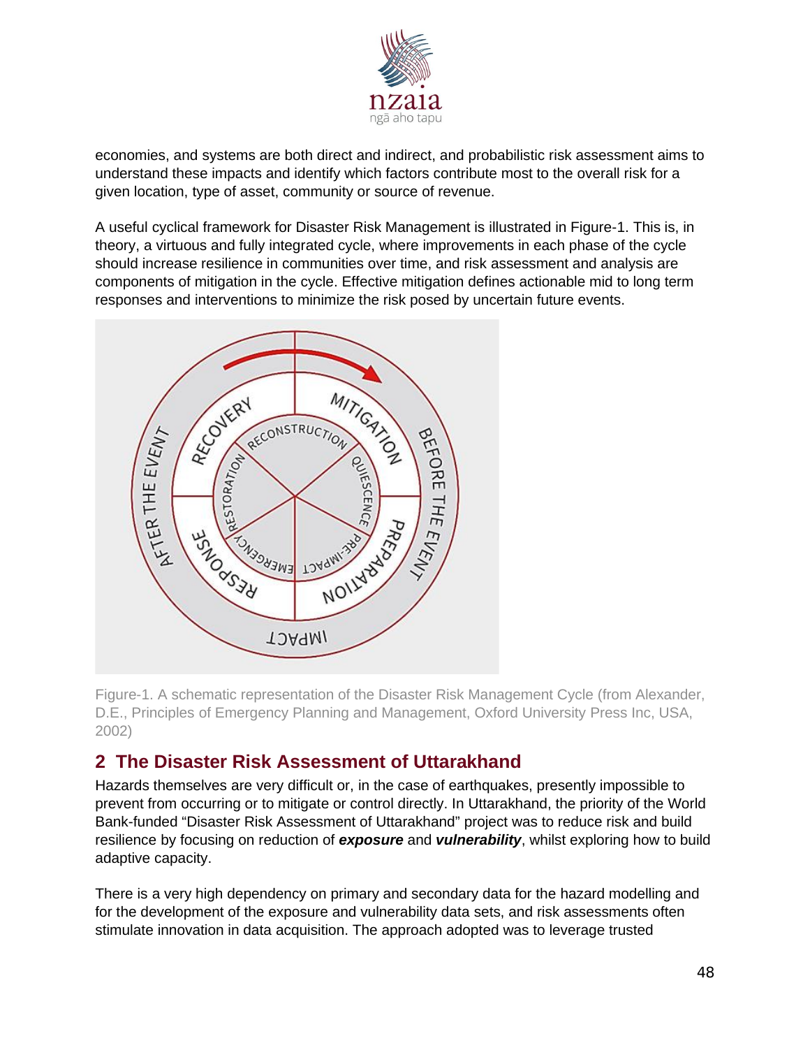economies, and systems are both direct and indirect, and probabilistic risk assessment aims to understand these impacts and identify which factors contribute most to the overall risk for a given location, type of asset, community or source of revenue.

A useful cyclical framework for Disaster Risk Management is illustrated in Figure-1. This is, in theory, a virtuous and fully integrated cycle, where improvements in each phase of the cycle should increase resilience in communities over time, and risk assessment and analysis are components of mitigation in the cycle. Effective mitigation defines actionable mid to long term responses and interventions to minimize the risk posed by uncertain future events.

Figure-1. A schematic representation of the Disaster Risk Management Cycle (from Alexander, D.E., Principles of Emergency Planning and Management, Oxford University Press Inc, USA, 2002)

## 2 The Disaster Risk Assessment of Uttarakhand

Hazards themselves are very difficult or, in the case of earthquakes, presently impossible to prevent from occurring or to mitigate or control directly. In Uttarakhand, the priority of the World Bank-funded "Disaster Risk Assessment of Uttarakhand" project was to reduce risk and build resilience by focusing on reduction of ***exposure*** and ***vulnerability***, whilst exploring how to build adaptive capacity.

There is a very high dependency on primary and secondary data for the hazard modelling and for the development of the exposure and vulnerability data sets, and risk assessments often stimulate innovation in data acquisition. The approach adopted was to leverage trusted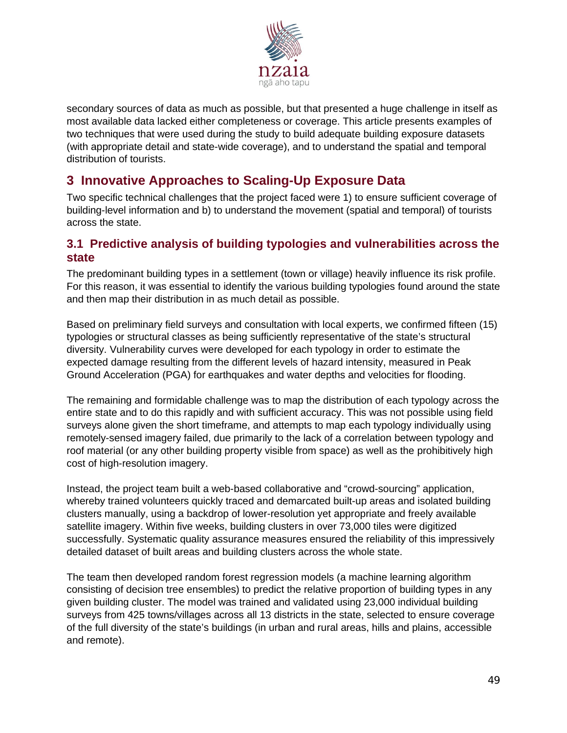secondary sources of data as much as possible, but that presented a huge challenge in itself as most available data lacked either completeness or coverage. This article presents examples of two techniques that were used during the study to build adequate building exposure datasets (with appropriate detail and state-wide coverage), and to understand the spatial and temporal distribution of tourists.

## 3 Innovative Approaches to Scaling-Up Exposure Data

Two specific technical challenges that the project faced were 1) to ensure sufficient coverage of building-level information and b) to understand the movement (spatial and temporal) of tourists across the state.

### 3.1 Predictive analysis of building typologies and vulnerabilities across the state

The predominant building types in a settlement (town or village) heavily influence its risk profile. For this reason, it was essential to identify the various building typologies found around the state and then map their distribution in as much detail as possible.

Based on preliminary field surveys and consultation with local experts, we confirmed fifteen (15) typologies or structural classes as being sufficiently representative of the state's structural diversity. Vulnerability curves were developed for each typology in order to estimate the expected damage resulting from the different levels of hazard intensity, measured in Peak Ground Acceleration (PGA) for earthquakes and water depths and velocities for flooding.

The remaining and formidable challenge was to map the distribution of each typology across the entire state and to do this rapidly and with sufficient accuracy. This was not possible using field surveys alone given the short timeframe, and attempts to map each typology individually using remotely-sensed imagery failed, due primarily to the lack of a correlation between typology and roof material (or any other building property visible from space) as well as the prohibitively high cost of high-resolution imagery.

Instead, the project team built a web-based collaborative and "crowd-sourcing" application, whereby trained volunteers quickly traced and demarcated built-up areas and isolated building clusters manually, using a backdrop of lower-resolution yet appropriate and freely available satellite imagery. Within five weeks, building clusters in over 73,000 tiles were digitized successfully. Systematic quality assurance measures ensured the reliability of this impressively detailed dataset of built areas and building clusters across the whole state.

The team then developed random forest regression models (a machine learning algorithm consisting of decision tree ensembles) to predict the relative proportion of building types in any given building cluster. The model was trained and validated using 23,000 individual building surveys from 425 towns/villages across all 13 districts in the state, selected to ensure coverage of the full diversity of the state's buildings (in urban and rural areas, hills and plains, accessible and remote).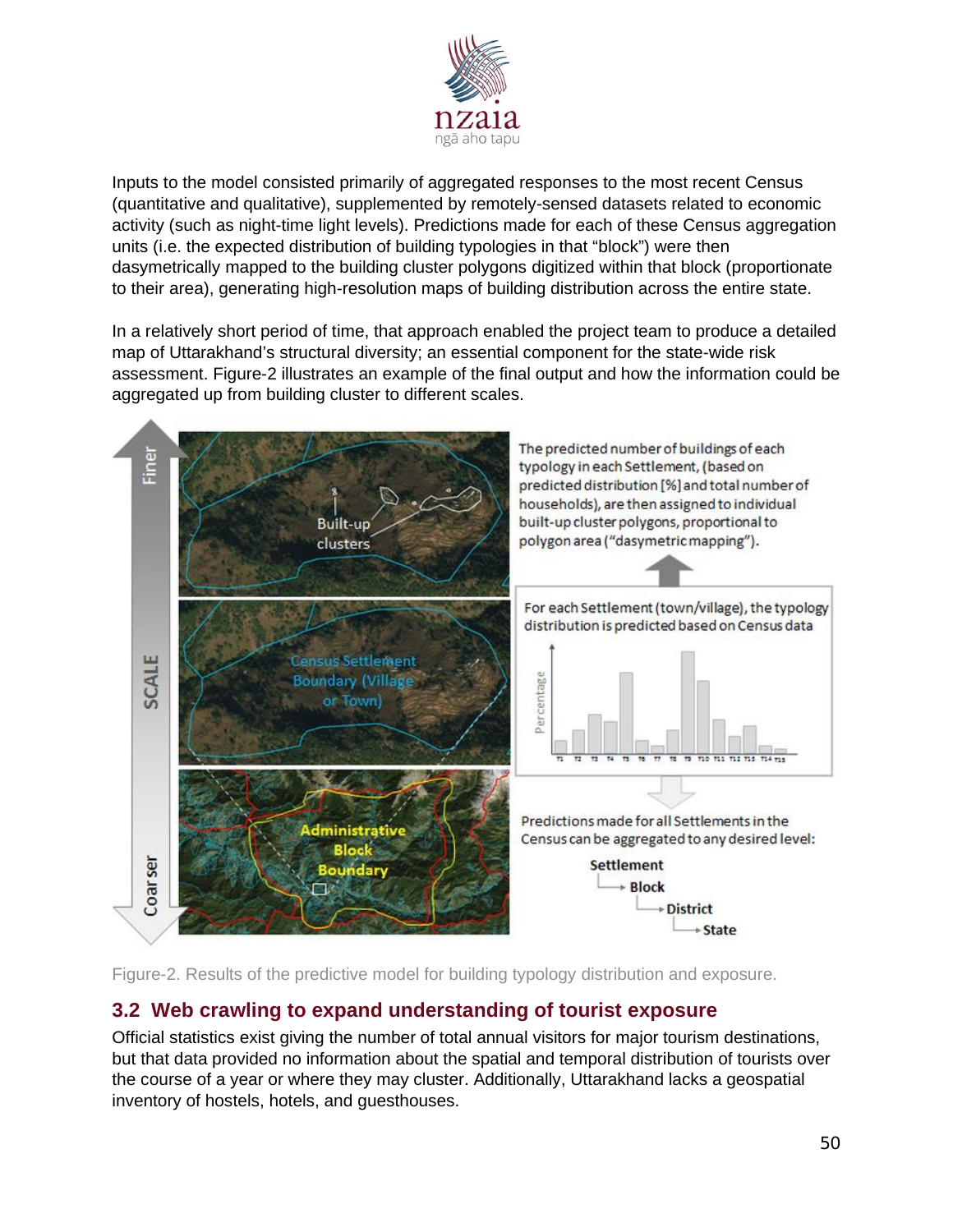Inputs to the model consisted primarily of aggregated responses to the most recent Census (quantitative and qualitative), supplemented by remotely-sensed datasets related to economic activity (such as night-time light levels). Predictions made for each of these Census aggregation units (i.e. the expected distribution of building typologies in that "block") were then dasymetrically mapped to the building cluster polygons digitized within that block (proportionate to their area), generating high-resolution maps of building distribution across the entire state.

In a relatively short period of time, that approach enabled the project team to produce a detailed map of Uttarakhand's structural diversity; an essential component for the state-wide risk assessment. Figure-2 illustrates an example of the final output and how the information could be aggregated up from building cluster to different scales.

Figure-2. Results of the predictive model for building typology distribution and exposure.

## 3.2 Web crawling to expand understanding of tourist exposure

Official statistics exist giving the number of total annual visitors for major tourism destinations, but that data provided no information about the spatial and temporal distribution of tourists over the course of a year or where they may cluster. Additionally, Uttarakhand lacks a geospatial inventory of hostels, hotels, and guesthouses.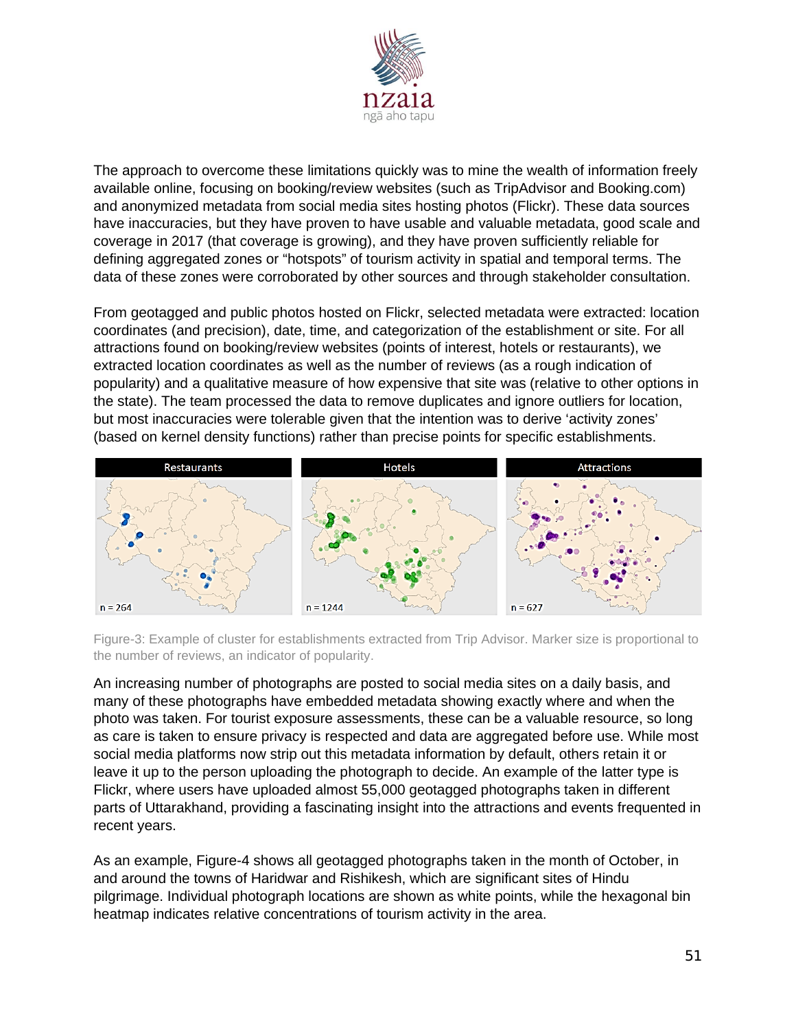The approach to overcome these limitations quickly was to mine the wealth of information freely available online, focusing on booking/review websites (such as TripAdvisor and Booking.com) and anonymized metadata from social media sites hosting photos (Flickr). These data sources have inaccuracies, but they have proven to have usable and valuable metadata, good scale and coverage in 2017 (that coverage is growing), and they have proven sufficiently reliable for defining aggregated zones or "hotspots" of tourism activity in spatial and temporal terms. The data of these zones were corroborated by other sources and through stakeholder consultation.

From geotagged and public photos hosted on Flickr, selected metadata were extracted: location coordinates (and precision), date, time, and categorization of the establishment or site. For all attractions found on booking/review websites (points of interest, hotels or restaurants), we extracted location coordinates as well as the number of reviews (as a rough indication of popularity) and a qualitative measure of how expensive that site was (relative to other options in the state). The team processed the data to remove duplicates and ignore outliers for location, but most inaccuracies were tolerable given that the intention was to derive 'activity zones' (based on kernel density functions) rather than precise points for specific establishments.

Figure-3: Example of cluster for establishments extracted from Trip Advisor. Marker size is proportional to the number of reviews, an indicator of popularity.

An increasing number of photographs are posted to social media sites on a daily basis, and many of these photographs have embedded metadata showing exactly where and when the photo was taken. For tourist exposure assessments, these can be a valuable resource, so long as care is taken to ensure privacy is respected and data are aggregated before use. While most social media platforms now strip out this metadata information by default, others retain it or leave it up to the person uploading the photograph to decide. An example of the latter type is Flickr, where users have uploaded almost 55,000 geotagged photographs taken in different parts of Uttarakhand, providing a fascinating insight into the attractions and events frequented in recent years.

As an example, Figure-4 shows all geotagged photographs taken in the month of October, in and around the towns of Haridwar and Rishikesh, which are significant sites of Hindu pilgrimage. Individual photograph locations are shown as white points, while the hexagonal bin heatmap indicates relative concentrations of tourism activity in the area.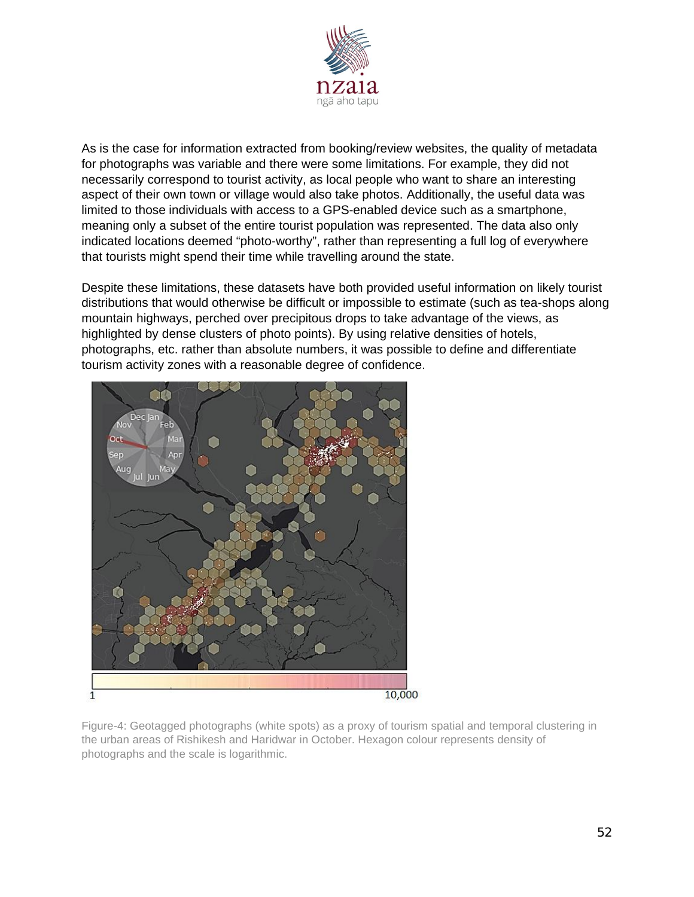As is the case for information extracted from booking/review websites, the quality of metadata for photographs was variable and there were some limitations. For example, they did not necessarily correspond to tourist activity, as local people who want to share an interesting aspect of their own town or village would also take photos. Additionally, the useful data was limited to those individuals with access to a GPS-enabled device such as a smartphone, meaning only a subset of the entire tourist population was represented. The data also only indicated locations deemed "photo-worthy", rather than representing a full log of everywhere that tourists might spend their time while travelling around the state.

Despite these limitations, these datasets have both provided useful information on likely tourist distributions that would otherwise be difficult or impossible to estimate (such as tea-shops along mountain highways, perched over precipitous drops to take advantage of the views, as highlighted by dense clusters of photo points). By using relative densities of hotels, photographs, etc. rather than absolute numbers, it was possible to define and differentiate tourism activity zones with a reasonable degree of confidence.

Figure-4: Geotagged photographs (white spots) as a proxy of tourism spatial and temporal clustering in the urban areas of Rishikesh and Haridwar in October. Hexagon colour represents density of photographs and the scale is logarithmic.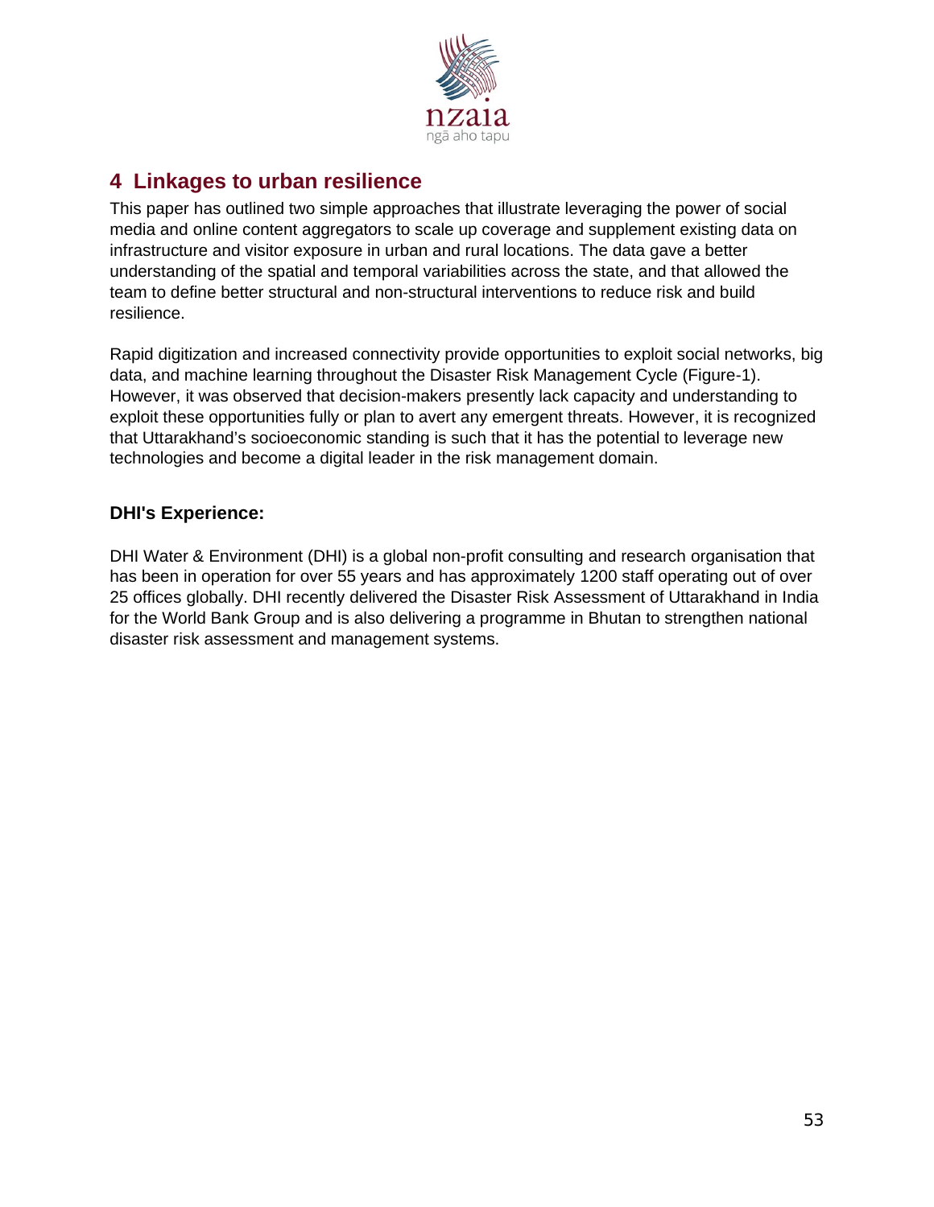## 4 Linkages to urban resilience

This paper has outlined two simple approaches that illustrate leveraging the power of social media and online content aggregators to scale up coverage and supplement existing data on infrastructure and visitor exposure in urban and rural locations. The data gave a better understanding of the spatial and temporal variabilities across the state, and that allowed the team to define better structural and non-structural interventions to reduce risk and build resilience.

Rapid digitization and increased connectivity provide opportunities to exploit social networks, big data, and machine learning throughout the Disaster Risk Management Cycle (Figure-1). However, it was observed that decision-makers presently lack capacity and understanding to exploit these opportunities fully or plan to avert any emergent threats. However, it is recognized that Uttarakhand's socioeconomic standing is such that it has the potential to leverage new technologies and become a digital leader in the risk management domain.

**DHI's Experience:**

DHI Water & Environment (DHI) is a global non-profit consulting and research organisation that has been in operation for over 55 years and has approximately 1200 staff operating out of over 25 offices globally. DHI recently delivered the Disaster Risk Assessment of Uttarakhand in India for the World Bank Group and is also delivering a programme in Bhutan to strengthen national disaster risk assessment and management systems.